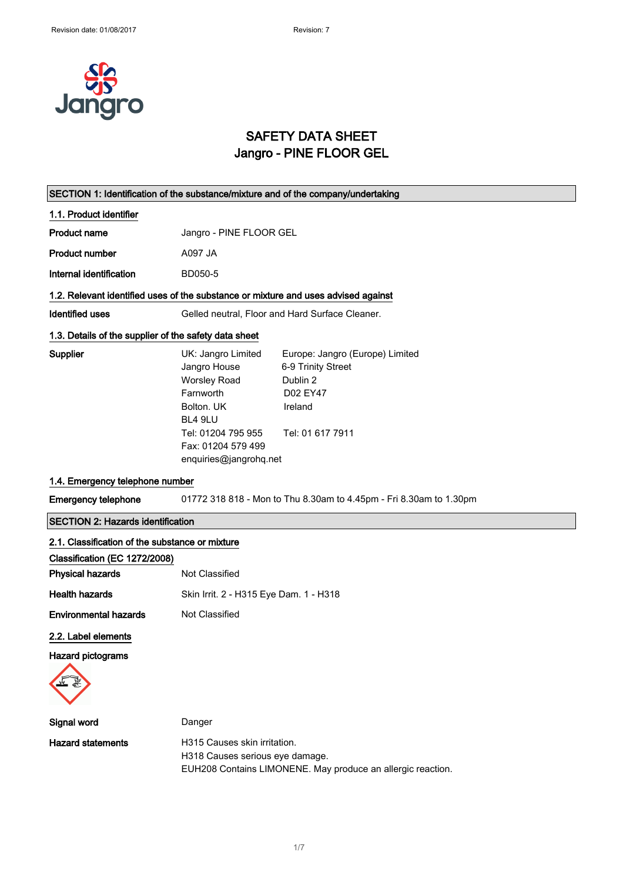# SAFETY DATA SHEET
# Jangro - PINE FLOOR GEL

## SECTION 1: Identification of the substance/mixture and of the company/undertaking

### 1.1. Product identifier

**Product name** Jangro - PINE FLOOR GEL

**Product number** A097 JA

**Internal identification** BD050-5

### 1.2. Relevant identified uses of the substance or mixture and uses advised against

**Identified uses** Gelled neutral, Floor and Hard Surface Cleaner.

### 1.3. Details of the supplier of the safety data sheet

**Supplier**

| UK: Jangro Limited | Europe: Jangro (Europe) Limited |
|---|---|
| Jangro House | 6-9 Trinity Street |
| Worsley Road | Dublin 2 |
| Farnworth | D02 EY47 |
| Bolton. UK | Ireland |
| BL4 9LU | |
| Tel: 01204 795 955 | Tel: 01 617 7911 |
| Fax: 01204 579 499 | |
| enquiries@jangrohq.net | |

### 1.4. Emergency telephone number

**Emergency telephone** 01772 318 818 - Mon to Thu 8.30am to 4.45pm - Fri 8.30am to 1.30pm

## SECTION 2: Hazards identification

### 2.1. Classification of the substance or mixture

**Classification (EC 1272/2008)**

**Physical hazards** Not Classified

**Health hazards** Skin Irrit. 2 - H315 Eye Dam. 1 - H318

**Environmental hazards** Not Classified

### 2.2. Label elements

**Hazard pictograms**

**Signal word** Danger

**Hazard statements**

H315 Causes skin irritation.
H318 Causes serious eye damage.
EUH208 Contains LIMONENE. May produce an allergic reaction.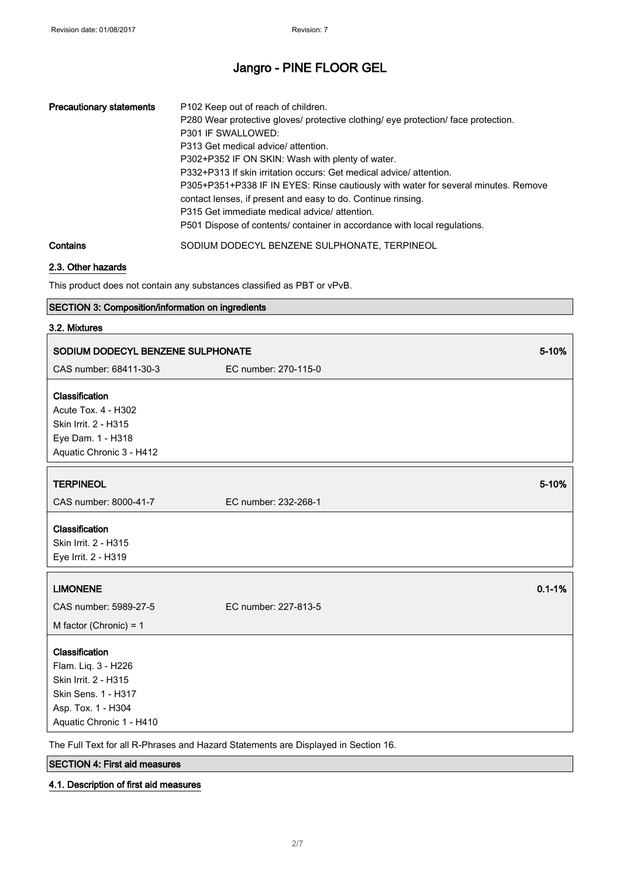| Precautionary statements | P102 Keep out of reach of children.<br>P280 Wear protective gloves/ protective clothing/ eye protection/ face protection.<br>P301 IF SWALLOWED:<br>P313 Get medical advice/ attention.<br>P302+P352 IF ON SKIN: Wash with plenty of water.<br>P332+P313 If skin irritation occurs: Get medical advice/ attention.<br>P305+P351+P338 IF IN EYES: Rinse cautiously with water for several minutes. Remove contact lenses, if present and easy to do. Continue rinsing.<br>P315 Get immediate medical advice/ attention.<br>P501 Dispose of contents/ container in accordance with local regulations. |
|---|---|
| Contains | SODIUM DODECYL BENZENE SULPHONATE, TERPINEOL |

### 2.3. Other hazards

This product does not contain any substances classified as PBT or vPvB.

## SECTION 3: Composition/information on ingredients

### 3.2. Mixtures

**SODIUM DODECYL BENZENE SULPHONATE** — 5-10%

CAS number: 68411-30-3 — EC number: 270-115-0

**Classification**
Acute Tox. 4 - H302
Skin Irrit. 2 - H315
Eye Dam. 1 - H318
Aquatic Chronic 3 - H412

**TERPINEOL** — 5-10%

CAS number: 8000-41-7 — EC number: 232-268-1

**Classification**
Skin Irrit. 2 - H315
Eye Irrit. 2 - H319

**LIMONENE** — 0.1-1%

CAS number: 5989-27-5 — EC number: 227-813-5

M factor (Chronic) = 1

**Classification**
Flam. Liq. 3 - H226
Skin Irrit. 2 - H315
Skin Sens. 1 - H317
Asp. Tox. 1 - H304
Aquatic Chronic 1 - H410

The Full Text for all R-Phrases and Hazard Statements are Displayed in Section 16.

## SECTION 4: First aid measures

### 4.1. Description of first aid measures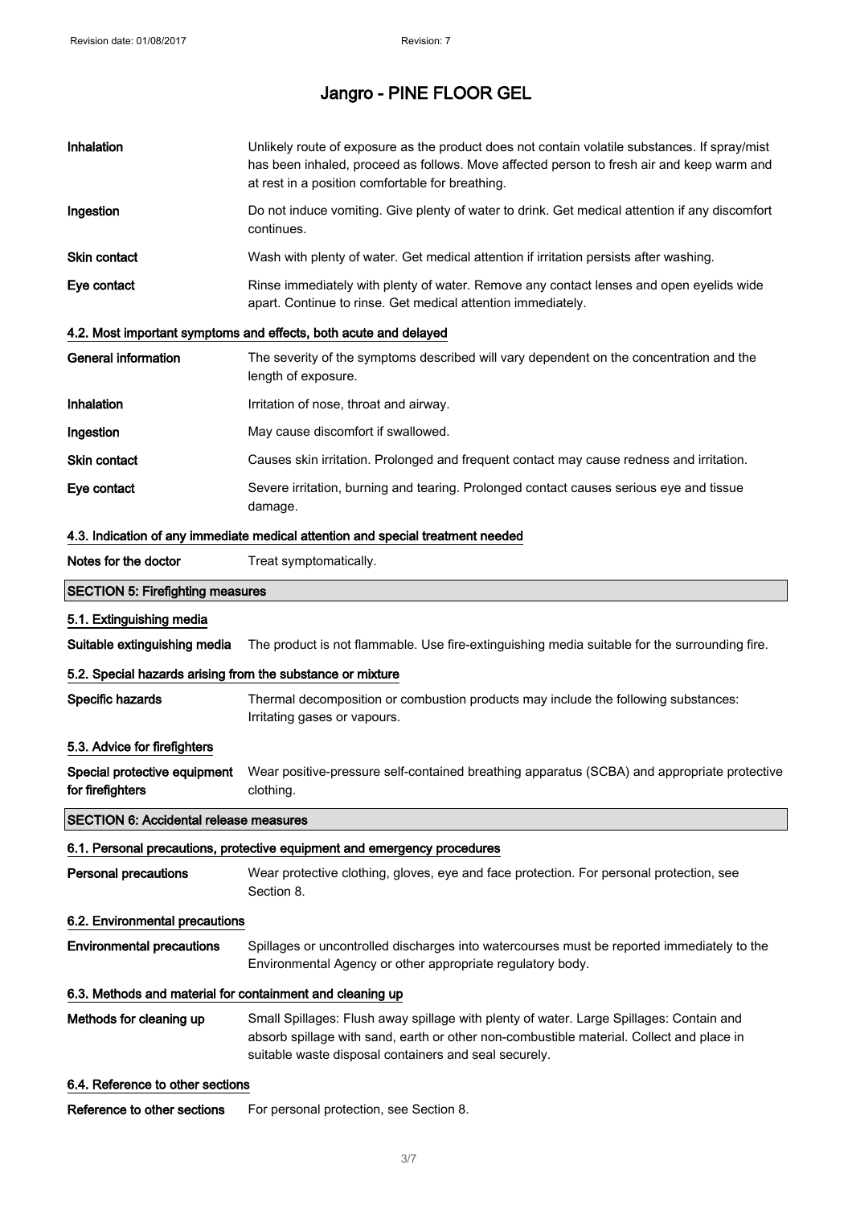| | |
|---|---|
| **Inhalation** | Unlikely route of exposure as the product does not contain volatile substances. If spray/mist has been inhaled, proceed as follows. Move affected person to fresh air and keep warm and at rest in a position comfortable for breathing. |
| **Ingestion** | Do not induce vomiting. Give plenty of water to drink. Get medical attention if any discomfort continues. |
| **Skin contact** | Wash with plenty of water. Get medical attention if irritation persists after washing. |
| **Eye contact** | Rinse immediately with plenty of water. Remove any contact lenses and open eyelids wide apart. Continue to rinse. Get medical attention immediately. |

### 4.2. Most important symptoms and effects, both acute and delayed

| | |
|---|---|
| **General information** | The severity of the symptoms described will vary dependent on the concentration and the length of exposure. |
| **Inhalation** | Irritation of nose, throat and airway. |
| **Ingestion** | May cause discomfort if swallowed. |
| **Skin contact** | Causes skin irritation. Prolonged and frequent contact may cause redness and irritation. |
| **Eye contact** | Severe irritation, burning and tearing. Prolonged contact causes serious eye and tissue damage. |

### 4.3. Indication of any immediate medical attention and special treatment needed

| | |
|---|---|
| **Notes for the doctor** | Treat symptomatically. |

## SECTION 5: Firefighting measures

### 5.1. Extinguishing media

| | |
|---|---|
| **Suitable extinguishing media** | The product is not flammable. Use fire-extinguishing media suitable for the surrounding fire. |

### 5.2. Special hazards arising from the substance or mixture

| | |
|---|---|
| **Specific hazards** | Thermal decomposition or combustion products may include the following substances: Irritating gases or vapours. |

### 5.3. Advice for firefighters

| | |
|---|---|
| **Special protective equipment for firefighters** | Wear positive-pressure self-contained breathing apparatus (SCBA) and appropriate protective clothing. |

## SECTION 6: Accidental release measures

### 6.1. Personal precautions, protective equipment and emergency procedures

| | |
|---|---|
| **Personal precautions** | Wear protective clothing, gloves, eye and face protection. For personal protection, see Section 8. |

### 6.2. Environmental precautions

| | |
|---|---|
| **Environmental precautions** | Spillages or uncontrolled discharges into watercourses must be reported immediately to the Environmental Agency or other appropriate regulatory body. |

### 6.3. Methods and material for containment and cleaning up

| | |
|---|---|
| **Methods for cleaning up** | Small Spillages: Flush away spillage with plenty of water. Large Spillages: Contain and absorb spillage with sand, earth or other non-combustible material. Collect and place in suitable waste disposal containers and seal securely. |

### 6.4. Reference to other sections

| | |
|---|---|
| **Reference to other sections** | For personal protection, see Section 8. |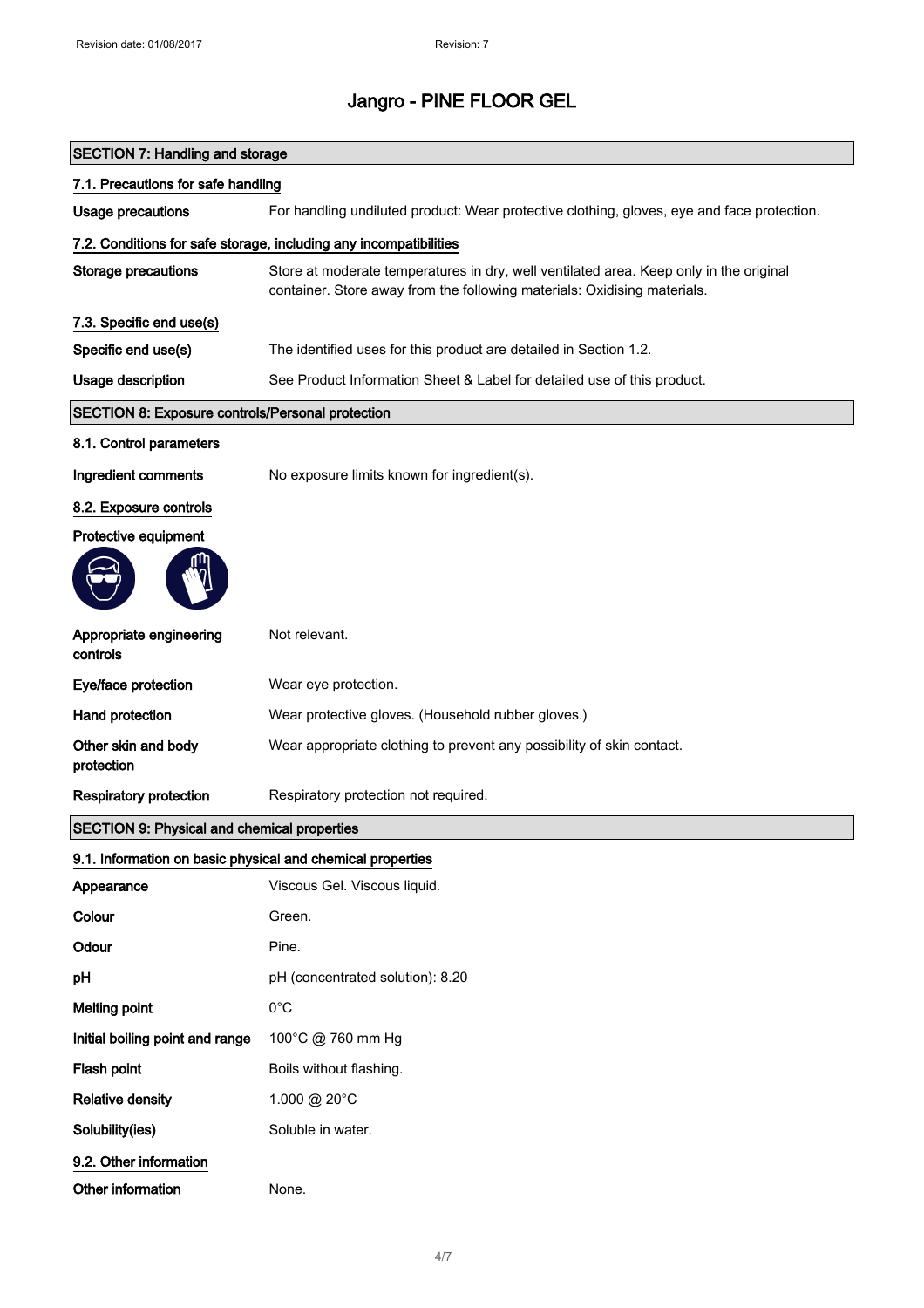# Jangro - PINE FLOOR GEL

## SECTION 7: Handling and storage

### 7.1. Precautions for safe handling

| | |
|---|---|
| **Usage precautions** | For handling undiluted product: Wear protective clothing, gloves, eye and face protection. |

### 7.2. Conditions for safe storage, including any incompatibilities

| | |
|---|---|
| **Storage precautions** | Store at moderate temperatures in dry, well ventilated area. Keep only in the original container. Store away from the following materials: Oxidising materials. |

### 7.3. Specific end use(s)

| | |
|---|---|
| **Specific end use(s)** | The identified uses for this product are detailed in Section 1.2. |
| **Usage description** | See Product Information Sheet & Label for detailed use of this product. |

## SECTION 8: Exposure controls/Personal protection

### 8.1. Control parameters

| | |
|---|---|
| **Ingredient comments** | No exposure limits known for ingredient(s). |

### 8.2. Exposure controls

**Protective equipment**

| | |
|---|---|
| **Appropriate engineering controls** | Not relevant. |
| **Eye/face protection** | Wear eye protection. |
| **Hand protection** | Wear protective gloves. (Household rubber gloves.) |
| **Other skin and body protection** | Wear appropriate clothing to prevent any possibility of skin contact. |
| **Respiratory protection** | Respiratory protection not required. |

## SECTION 9: Physical and chemical properties

### 9.1. Information on basic physical and chemical properties

| | |
|---|---|
| **Appearance** | Viscous Gel. Viscous liquid. |
| **Colour** | Green. |
| **Odour** | Pine. |
| **pH** | pH (concentrated solution): 8.20 |
| **Melting point** | 0°C |
| **Initial boiling point and range** | 100°C @ 760 mm Hg |
| **Flash point** | Boils without flashing. |
| **Relative density** | 1.000 @ 20°C |
| **Solubility(ies)** | Soluble in water. |

### 9.2. Other information

| | |
|---|---|
| **Other information** | None. |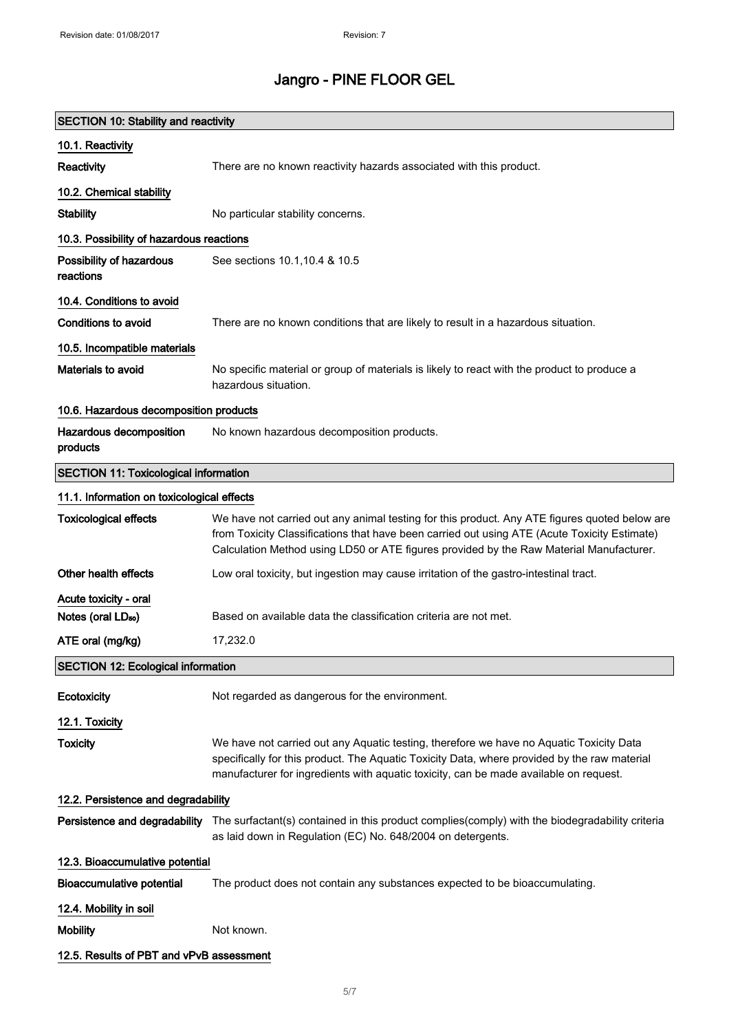# Jangro - PINE FLOOR GEL

## SECTION 10: Stability and reactivity

### 10.1. Reactivity

**Reactivity** There are no known reactivity hazards associated with this product.

### 10.2. Chemical stability

**Stability** No particular stability concerns.

### 10.3. Possibility of hazardous reactions

**Possibility of hazardous reactions** See sections 10.1,10.4 & 10.5

### 10.4. Conditions to avoid

**Conditions to avoid** There are no known conditions that are likely to result in a hazardous situation.

### 10.5. Incompatible materials

**Materials to avoid** No specific material or group of materials is likely to react with the product to produce a hazardous situation.

### 10.6. Hazardous decomposition products

**Hazardous decomposition products** No known hazardous decomposition products.

## SECTION 11: Toxicological information

### 11.1. Information on toxicological effects

**Toxicological effects** We have not carried out any animal testing for this product. Any ATE figures quoted below are from Toxicity Classifications that have been carried out using ATE (Acute Toxicity Estimate) Calculation Method using LD50 or ATE figures provided by the Raw Material Manufacturer.

**Other health effects** Low oral toxicity, but ingestion may cause irritation of the gastro-intestinal tract.

**Acute toxicity - oral**

**Notes (oral $LD_{50}$)** Based on available data the classification criteria are not met.

**ATE oral (mg/kg)** 17,232.0

## SECTION 12: Ecological information

**Ecotoxicity** Not regarded as dangerous for the environment.

### 12.1. Toxicity

**Toxicity** We have not carried out any Aquatic testing, therefore we have no Aquatic Toxicity Data specifically for this product. The Aquatic Toxicity Data, where provided by the raw material manufacturer for ingredients with aquatic toxicity, can be made available on request.

### 12.2. Persistence and degradability

**Persistence and degradability** The surfactant(s) contained in this product complies(comply) with the biodegradability criteria as laid down in Regulation (EC) No. 648/2004 on detergents.

### 12.3. Bioaccumulative potential

**Bioaccumulative potential** The product does not contain any substances expected to be bioaccumulating.

### 12.4. Mobility in soil

**Mobility** Not known.

### 12.5. Results of PBT and vPvB assessment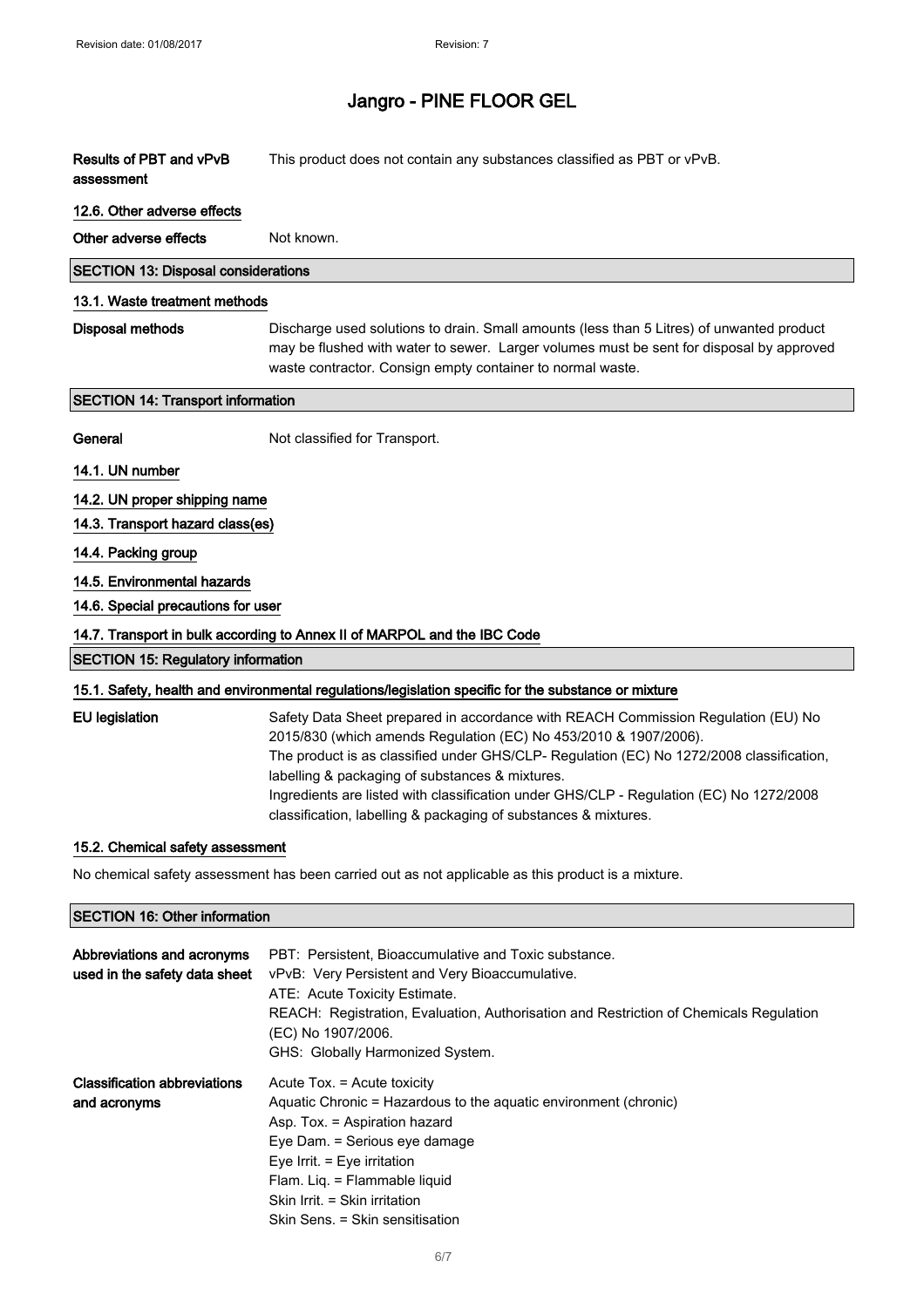# Jangro - PINE FLOOR GEL

**Results of PBT and vPvB assessment** This product does not contain any substances classified as PBT or vPvB.

### 12.6. Other adverse effects

**Other adverse effects** Not known.

## SECTION 13: Disposal considerations

### 13.1. Waste treatment methods

**Disposal methods** Discharge used solutions to drain. Small amounts (less than 5 Litres) of unwanted product may be flushed with water to sewer. Larger volumes must be sent for disposal by approved waste contractor. Consign empty container to normal waste.

## SECTION 14: Transport information

**General** Not classified for Transport.

### 14.1. UN number

### 14.2. UN proper shipping name

### 14.3. Transport hazard class(es)

### 14.4. Packing group

### 14.5. Environmental hazards

### 14.6. Special precautions for user

### 14.7. Transport in bulk according to Annex II of MARPOL and the IBC Code

## SECTION 15: Regulatory information

### 15.1. Safety, health and environmental regulations/legislation specific for the substance or mixture

**EU legislation** Safety Data Sheet prepared in accordance with REACH Commission Regulation (EU) No 2015/830 (which amends Regulation (EC) No 453/2010 & 1907/2006).
The product is as classified under GHS/CLP- Regulation (EC) No 1272/2008 classification, labelling & packaging of substances & mixtures.
Ingredients are listed with classification under GHS/CLP - Regulation (EC) No 1272/2008 classification, labelling & packaging of substances & mixtures.

### 15.2. Chemical safety assessment

No chemical safety assessment has been carried out as not applicable as this product is a mixture.

## SECTION 16: Other information

**Abbreviations and acronyms used in the safety data sheet**
PBT: Persistent, Bioaccumulative and Toxic substance.
vPvB: Very Persistent and Very Bioaccumulative.
ATE: Acute Toxicity Estimate.
REACH: Registration, Evaluation, Authorisation and Restriction of Chemicals Regulation (EC) No 1907/2006.
GHS: Globally Harmonized System.

**Classification abbreviations and acronyms**
Acute Tox. = Acute toxicity
Aquatic Chronic = Hazardous to the aquatic environment (chronic)
Asp. Tox. = Aspiration hazard
Eye Dam. = Serious eye damage
Eye Irrit. = Eye irritation
Flam. Liq. = Flammable liquid
Skin Irrit. = Skin irritation
Skin Sens. = Skin sensitisation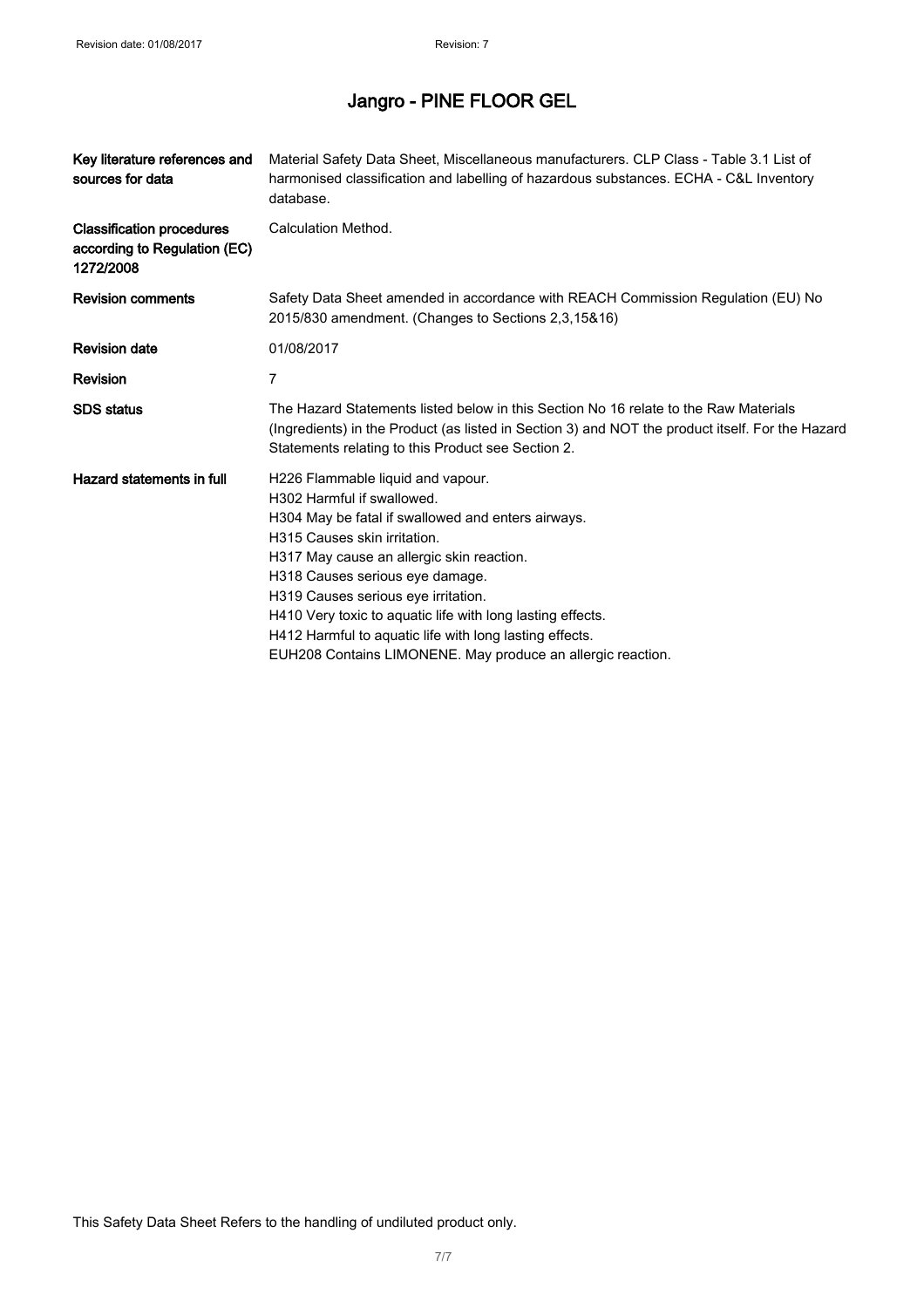# Jangro - PINE FLOOR GEL

| | |
|---|---|
| **Key literature references and sources for data** | Material Safety Data Sheet, Miscellaneous manufacturers. CLP Class - Table 3.1 List of harmonised classification and labelling of hazardous substances. ECHA - C&L Inventory database. |
| **Classification procedures according to Regulation (EC) 1272/2008** | Calculation Method. |
| **Revision comments** | Safety Data Sheet amended in accordance with REACH Commission Regulation (EU) No 2015/830 amendment. (Changes to Sections 2,3,15&16) |
| **Revision date** | 01/08/2017 |
| **Revision** | 7 |
| **SDS status** | The Hazard Statements listed below in this Section No 16 relate to the Raw Materials (Ingredients) in the Product (as listed in Section 3) and NOT the product itself. For the Hazard Statements relating to this Product see Section 2. |
| **Hazard statements in full** | H226 Flammable liquid and vapour.<br>H302 Harmful if swallowed.<br>H304 May be fatal if swallowed and enters airways.<br>H315 Causes skin irritation.<br>H317 May cause an allergic skin reaction.<br>H318 Causes serious eye damage.<br>H319 Causes serious eye irritation.<br>H410 Very toxic to aquatic life with long lasting effects.<br>H412 Harmful to aquatic life with long lasting effects.<br>EUH208 Contains LIMONENE. May produce an allergic reaction. |

This Safety Data Sheet Refers to the handling of undiluted product only.